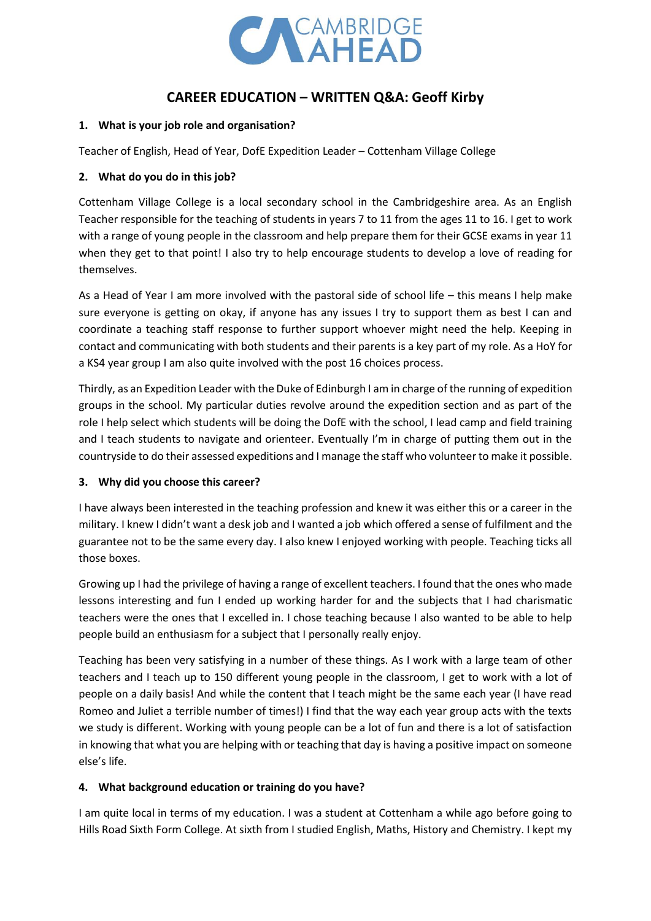# CAREER EDUCATION – WRITTEN Q&A: Geoff Kirby

**1. What is your job role and organisation?**

Teacher of English, Head of Year, DofE Expedition Leader – Cottenham Village College

**2. What do you do in this job?**

Cottenham Village College is a local secondary school in the Cambridgeshire area. As an English Teacher responsible for the teaching of students in years 7 to 11 from the ages 11 to 16. I get to work with a range of young people in the classroom and help prepare them for their GCSE exams in year 11 when they get to that point! I also try to help encourage students to develop a love of reading for themselves.

As a Head of Year I am more involved with the pastoral side of school life – this means I help make sure everyone is getting on okay, if anyone has any issues I try to support them as best I can and coordinate a teaching staff response to further support whoever might need the help. Keeping in contact and communicating with both students and their parents is a key part of my role. As a HoY for a KS4 year group I am also quite involved with the post 16 choices process.

Thirdly, as an Expedition Leader with the Duke of Edinburgh I am in charge of the running of expedition groups in the school. My particular duties revolve around the expedition section and as part of the role I help select which students will be doing the DofE with the school, I lead camp and field training and I teach students to navigate and orienteer. Eventually I'm in charge of putting them out in the countryside to do their assessed expeditions and I manage the staff who volunteer to make it possible.

**3. Why did you choose this career?**

I have always been interested in the teaching profession and knew it was either this or a career in the military. I knew I didn't want a desk job and I wanted a job which offered a sense of fulfilment and the guarantee not to be the same every day. I also knew I enjoyed working with people. Teaching ticks all those boxes.

Growing up I had the privilege of having a range of excellent teachers. I found that the ones who made lessons interesting and fun I ended up working harder for and the subjects that I had charismatic teachers were the ones that I excelled in. I chose teaching because I also wanted to be able to help people build an enthusiasm for a subject that I personally really enjoy.

Teaching has been very satisfying in a number of these things. As I work with a large team of other teachers and I teach up to 150 different young people in the classroom, I get to work with a lot of people on a daily basis! And while the content that I teach might be the same each year (I have read Romeo and Juliet a terrible number of times!) I find that the way each year group acts with the texts we study is different. Working with young people can be a lot of fun and there is a lot of satisfaction in knowing that what you are helping with or teaching that day is having a positive impact on someone else's life.

**4. What background education or training do you have?**

I am quite local in terms of my education. I was a student at Cottenham a while ago before going to Hills Road Sixth Form College. At sixth from I studied English, Maths, History and Chemistry. I kept my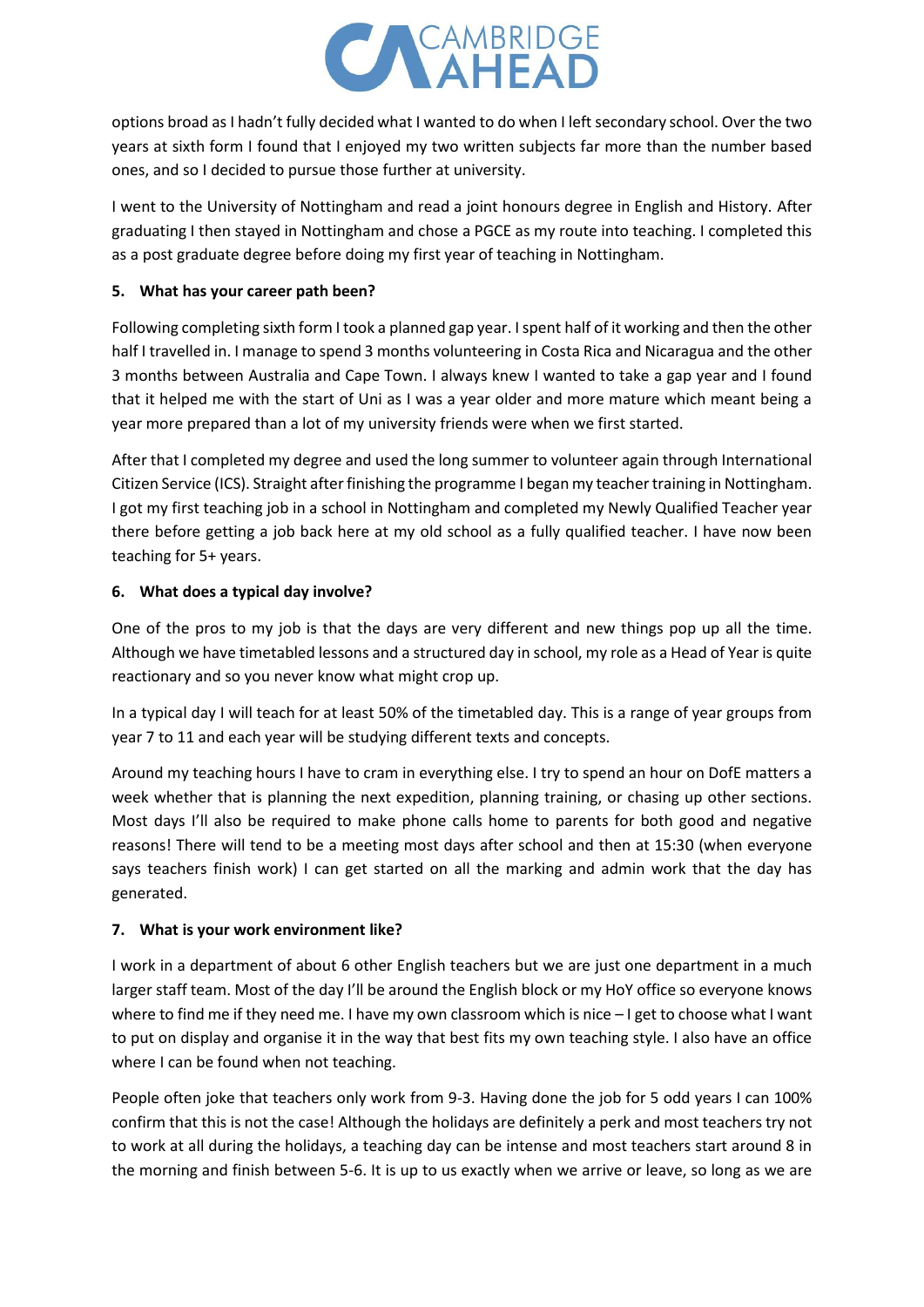options broad as I hadn't fully decided what I wanted to do when I left secondary school. Over the two years at sixth form I found that I enjoyed my two written subjects far more than the number based ones, and so I decided to pursue those further at university.

I went to the University of Nottingham and read a joint honours degree in English and History. After graduating I then stayed in Nottingham and chose a PGCE as my route into teaching. I completed this as a post graduate degree before doing my first year of teaching in Nottingham.

**5. What has your career path been?**

Following completing sixth form I took a planned gap year. I spent half of it working and then the other half I travelled in. I manage to spend 3 months volunteering in Costa Rica and Nicaragua and the other 3 months between Australia and Cape Town. I always knew I wanted to take a gap year and I found that it helped me with the start of Uni as I was a year older and more mature which meant being a year more prepared than a lot of my university friends were when we first started.

After that I completed my degree and used the long summer to volunteer again through International Citizen Service (ICS). Straight after finishing the programme I began my teacher training in Nottingham. I got my first teaching job in a school in Nottingham and completed my Newly Qualified Teacher year there before getting a job back here at my old school as a fully qualified teacher. I have now been teaching for 5+ years.

**6. What does a typical day involve?**

One of the pros to my job is that the days are very different and new things pop up all the time. Although we have timetabled lessons and a structured day in school, my role as a Head of Year is quite reactionary and so you never know what might crop up.

In a typical day I will teach for at least 50% of the timetabled day. This is a range of year groups from year 7 to 11 and each year will be studying different texts and concepts.

Around my teaching hours I have to cram in everything else. I try to spend an hour on DofE matters a week whether that is planning the next expedition, planning training, or chasing up other sections. Most days I'll also be required to make phone calls home to parents for both good and negative reasons! There will tend to be a meeting most days after school and then at 15:30 (when everyone says teachers finish work) I can get started on all the marking and admin work that the day has generated.

**7. What is your work environment like?**

I work in a department of about 6 other English teachers but we are just one department in a much larger staff team. Most of the day I'll be around the English block or my HoY office so everyone knows where to find me if they need me. I have my own classroom which is nice – I get to choose what I want to put on display and organise it in the way that best fits my own teaching style. I also have an office where I can be found when not teaching.

People often joke that teachers only work from 9-3. Having done the job for 5 odd years I can 100% confirm that this is not the case! Although the holidays are definitely a perk and most teachers try not to work at all during the holidays, a teaching day can be intense and most teachers start around 8 in the morning and finish between 5-6. It is up to us exactly when we arrive or leave, so long as we are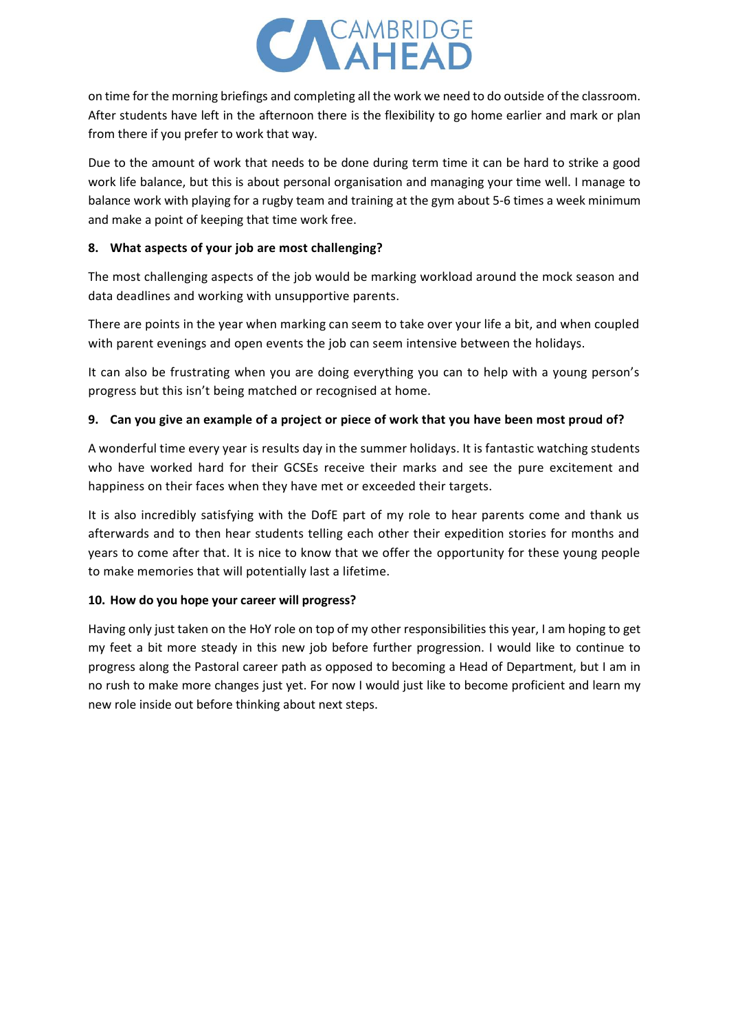on time for the morning briefings and completing all the work we need to do outside of the classroom. After students have left in the afternoon there is the flexibility to go home earlier and mark or plan from there if you prefer to work that way.

Due to the amount of work that needs to be done during term time it can be hard to strike a good work life balance, but this is about personal organisation and managing your time well. I manage to balance work with playing for a rugby team and training at the gym about 5-6 times a week minimum and make a point of keeping that time work free.

**8. What aspects of your job are most challenging?**

The most challenging aspects of the job would be marking workload around the mock season and data deadlines and working with unsupportive parents.

There are points in the year when marking can seem to take over your life a bit, and when coupled with parent evenings and open events the job can seem intensive between the holidays.

It can also be frustrating when you are doing everything you can to help with a young person's progress but this isn't being matched or recognised at home.

**9. Can you give an example of a project or piece of work that you have been most proud of?**

A wonderful time every year is results day in the summer holidays. It is fantastic watching students who have worked hard for their GCSEs receive their marks and see the pure excitement and happiness on their faces when they have met or exceeded their targets.

It is also incredibly satisfying with the DofE part of my role to hear parents come and thank us afterwards and to then hear students telling each other their expedition stories for months and years to come after that. It is nice to know that we offer the opportunity for these young people to make memories that will potentially last a lifetime.

**10. How do you hope your career will progress?**

Having only just taken on the HoY role on top of my other responsibilities this year, I am hoping to get my feet a bit more steady in this new job before further progression. I would like to continue to progress along the Pastoral career path as opposed to becoming a Head of Department, but I am in no rush to make more changes just yet. For now I would just like to become proficient and learn my new role inside out before thinking about next steps.